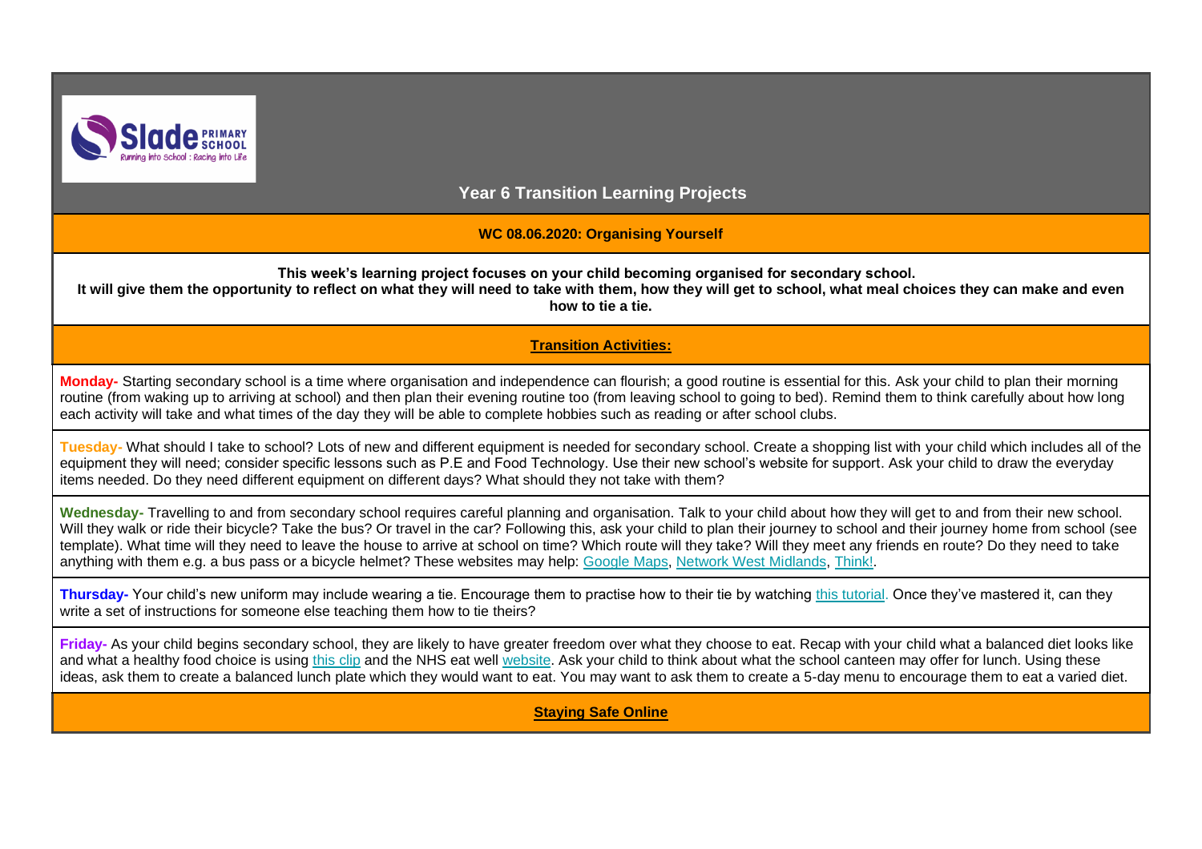Slade PRIMARY SCHOOL
Running into School : Racing into Life

# Year 6 Transition Learning Projects

## WC 08.06.2020: Organising Yourself

**This week's learning project focuses on your child becoming organised for secondary school.**
**It will give them the opportunity to reflect on what they will need to take with them, how they will get to school, what meal choices they can make and even how to tie a tie.**

## Transition Activities:

**Monday-** Starting secondary school is a time where organisation and independence can flourish; a good routine is essential for this. Ask your child to plan their morning routine (from waking up to arriving at school) and then plan their evening routine too (from leaving school to going to bed). Remind them to think carefully about how long each activity will take and what times of the day they will be able to complete hobbies such as reading or after school clubs.

**Tuesday-** What should I take to school? Lots of new and different equipment is needed for secondary school. Create a shopping list with your child which includes all of the equipment they will need; consider specific lessons such as P.E and Food Technology. Use their new school's website for support. Ask your child to draw the everyday items needed. Do they need different equipment on different days? What should they not take with them?

**Wednesday-** Travelling to and from secondary school requires careful planning and organisation. Talk to your child about how they will get to and from their new school. Will they walk or ride their bicycle? Take the bus? Or travel in the car? Following this, ask your child to plan their journey to school and their journey home from school (see template). What time will they need to leave the house to arrive at school on time? Which route will they take? Will they meet any friends en route? Do they need to take anything with them e.g. a bus pass or a bicycle helmet? These websites may help: Google Maps, Network West Midlands, Think!.

**Thursday-** Your child's new uniform may include wearing a tie. Encourage them to practise how to their tie by watching this tutorial. Once they've mastered it, can they write a set of instructions for someone else teaching them how to tie theirs?

**Friday-** As your child begins secondary school, they are likely to have greater freedom over what they choose to eat. Recap with your child what a balanced diet looks like and what a healthy food choice is using this clip and the NHS eat well website. Ask your child to think about what the school canteen may offer for lunch. Using these ideas, ask them to create a balanced lunch plate which they would want to eat. You may want to ask them to create a 5-day menu to encourage them to eat a varied diet.

## Staying Safe Online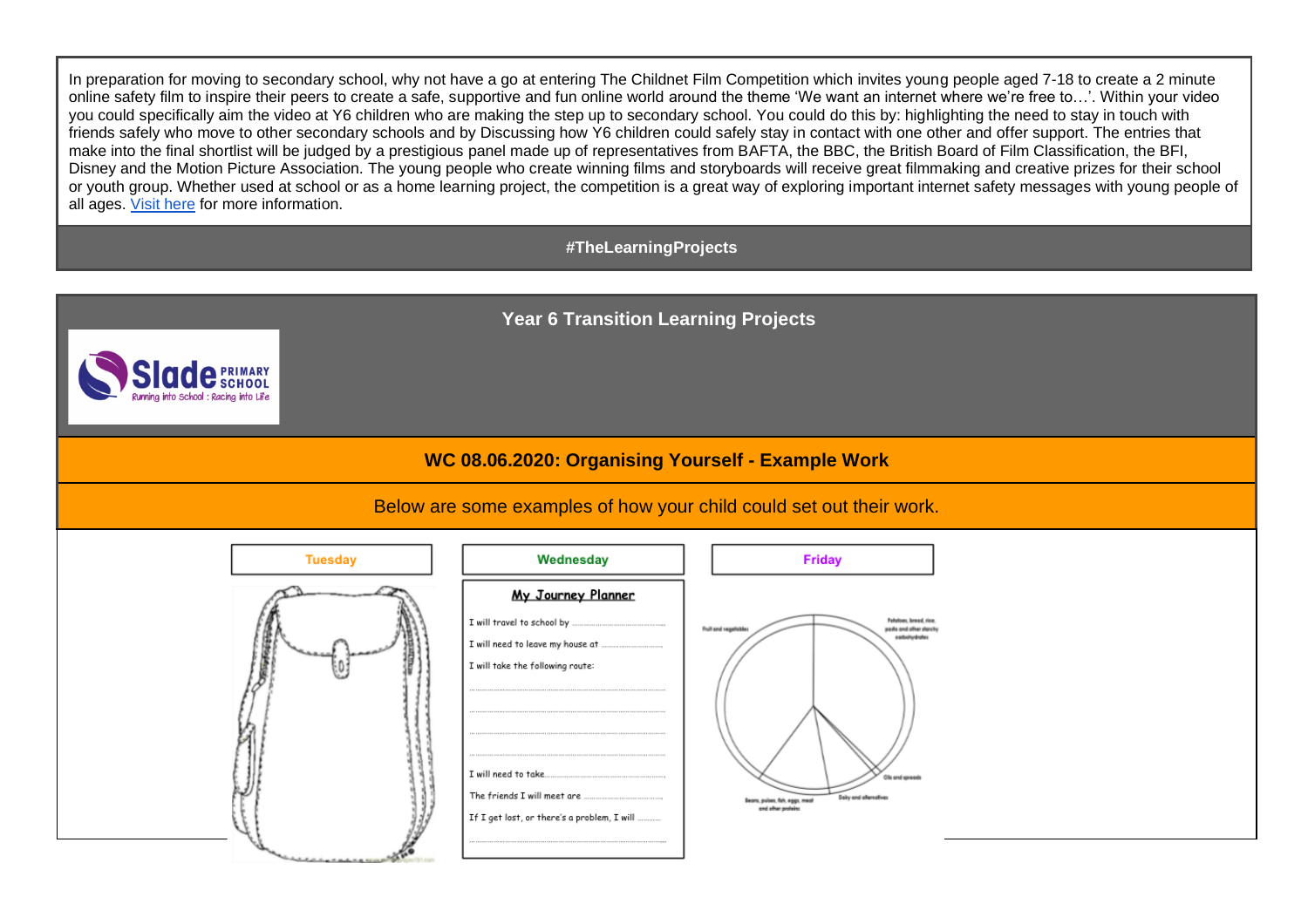In preparation for moving to secondary school, why not have a go at entering The Childnet Film Competition which invites young people aged 7-18 to create a 2 minute online safety film to inspire their peers to create a safe, supportive and fun online world around the theme 'We want an internet where we're free to…'. Within your video you could specifically aim the video at Y6 children who are making the step up to secondary school. You could do this by: highlighting the need to stay in touch with friends safely who move to other secondary schools and by Discussing how Y6 children could safely stay in contact with one other and offer support. The entries that make into the final shortlist will be judged by a prestigious panel made up of representatives from BAFTA, the BBC, the British Board of Film Classification, the BFI, Disney and the Motion Picture Association. The young people who create winning films and storyboards will receive great filmmaking and creative prizes for their school or youth group. Whether used at school or as a home learning project, the competition is a great way of exploring important internet safety messages with young people of all ages. [Visit here]() for more information.

**#TheLearningProjects**

## Year 6 Transition Learning Projects

Slade PRIMARY SCHOOL
Running into School : Racing into Life

## WC 08.06.2020: Organising Yourself - Example Work

Below are some examples of how your child could set out their work.

**Tuesday**

**Wednesday**

**My Journey Planner**

I will travel to school by ……………………

I will need to leave my house at ……………………

I will take the following route:

……………………

……………………

……………………

……………………

I will need to take……………………

The friends I will meet are ……………………

If I get lost, or there's a problem, I will ……………………

……………………

**Friday**

Fruit and vegetables

Potatoes, bread, rice, pasta and other starchy carbohydrates

Oils and spreads

Dairy and alternatives

Beans, pulses, fish, eggs, meat and other proteins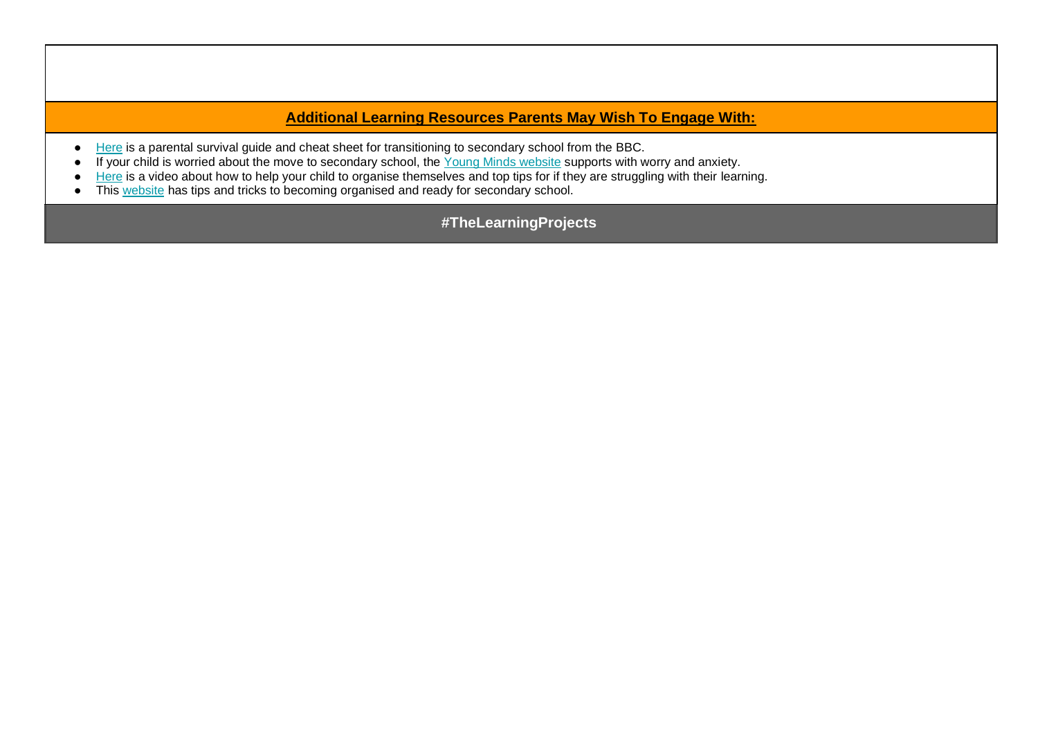## Additional Learning Resources Parents May Wish To Engage With:

- Here is a parental survival guide and cheat sheet for transitioning to secondary school from the BBC.
- If your child is worried about the move to secondary school, the Young Minds website supports with worry and anxiety.
- Here is a video about how to help your child to organise themselves and top tips for if they are struggling with their learning.
- This website has tips and tricks to becoming organised and ready for secondary school.

**#TheLearningProjects**